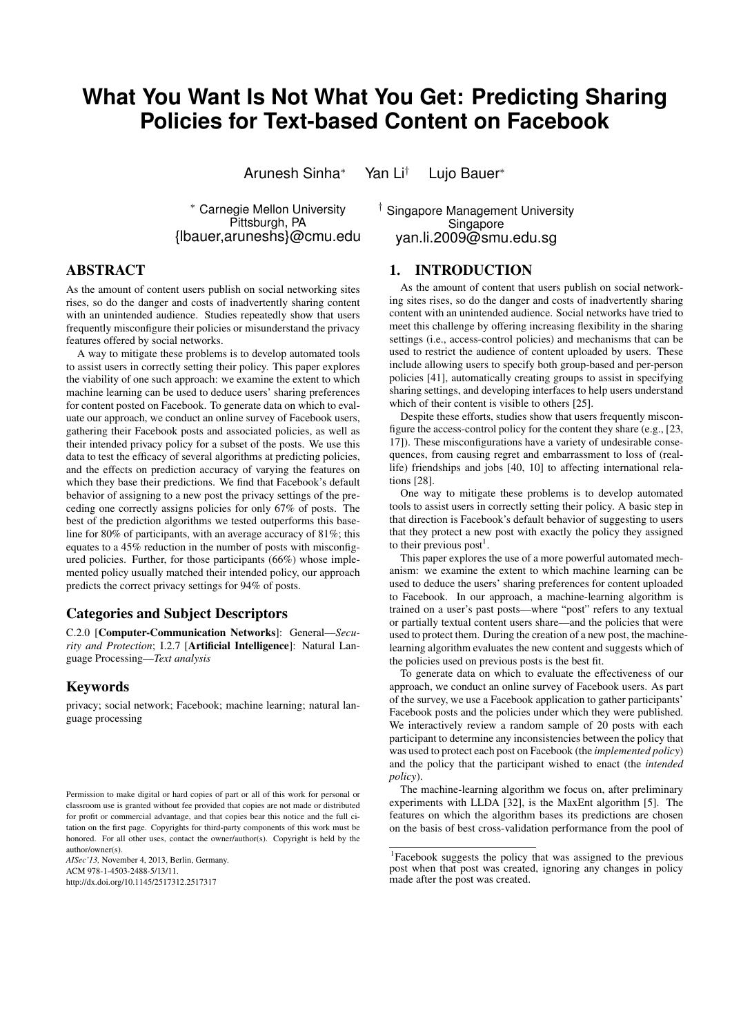# What You Want Is Not What You Get: Predicting Sharing Policies for Text-based Content on Facebook

Arunesh Sinha* Yan Li† Lujo Bauer*

* Carnegie Mellon University
Pittsburgh, PA
{lbauer,aruneshs}@cmu.edu

† Singapore Management University
Singapore
yan.li.2009@smu.edu.sg

## ABSTRACT

As the amount of content users publish on social networking sites rises, so do the danger and costs of inadvertently sharing content with an unintended audience. Studies repeatedly show that users frequently misconfigure their policies or misunderstand the privacy features offered by social networks.

A way to mitigate these problems is to develop automated tools to assist users in correctly setting their policy. This paper explores the viability of one such approach: we examine the extent to which machine learning can be used to deduce users' sharing preferences for content posted on Facebook. To generate data on which to evaluate our approach, we conduct an online survey of Facebook users, gathering their Facebook posts and associated policies, as well as their intended privacy policy for a subset of the posts. We use this data to test the efficacy of several algorithms at predicting policies, and the effects on prediction accuracy of varying the features on which they base their predictions. We find that Facebook's default behavior of assigning to a new post the privacy settings of the preceding one correctly assigns policies for only 67% of posts. The best of the prediction algorithms we tested outperforms this baseline for 80% of participants, with an average accuracy of 81%; this equates to a 45% reduction in the number of posts with misconfigured policies. Further, for those participants (66%) whose implemented policy usually matched their intended policy, our approach predicts the correct privacy settings for 94% of posts.

### Categories and Subject Descriptors

C.2.0 [**Computer-Communication Networks**]: General—*Security and Protection*; I.2.7 [**Artificial Intelligence**]: Natural Language Processing—*Text analysis*

### Keywords

privacy; social network; Facebook; machine learning; natural language processing

Permission to make digital or hard copies of part or all of this work for personal or classroom use is granted without fee provided that copies are not made or distributed for profit or commercial advantage, and that copies bear this notice and the full citation on the first page. Copyrights for third-party components of this work must be honored. For all other uses, contact the owner/author(s). Copyright is held by the author/owner(s).
*AISec'13,* November 4, 2013, Berlin, Germany.
ACM 978-1-4503-2488-5/13/11.
http://dx.doi.org/10.1145/2517312.2517317

## 1. INTRODUCTION

As the amount of content that users publish on social networking sites rises, so do the danger and costs of inadvertently sharing content with an unintended audience. Social networks have tried to meet this challenge by offering increasing flexibility in the sharing settings (i.e., access-control policies) and mechanisms that can be used to restrict the audience of content uploaded by users. These include allowing users to specify both group-based and per-person policies [41], automatically creating groups to assist in specifying sharing settings, and developing interfaces to help users understand which of their content is visible to others [25].

Despite these efforts, studies show that users frequently misconfigure the access-control policy for the content they share (e.g., [23, 17]). These misconfigurations have a variety of undesirable consequences, from causing regret and embarrassment to loss of (real-life) friendships and jobs [40, 10] to affecting international relations [28].

One way to mitigate these problems is to develop automated tools to assist users in correctly setting their policy. A basic step in that direction is Facebook's default behavior of suggesting to users that they protect a new post with exactly the policy they assigned to their previous post[1].

This paper explores the use of a more powerful automated mechanism: we examine the extent to which machine learning can be used to deduce the users' sharing preferences for content uploaded to Facebook. In our approach, a machine-learning algorithm is trained on a user's past posts—where "post" refers to any textual or partially textual content users share—and the policies that were used to protect them. During the creation of a new post, the machine-learning algorithm evaluates the new content and suggests which of the policies used on previous posts is the best fit.

To generate data on which to evaluate the effectiveness of our approach, we conduct an online survey of Facebook users. As part of the survey, we use a Facebook application to gather participants' Facebook posts and the policies under which they were published. We interactively review a random sample of 20 posts with each participant to determine any inconsistencies between the policy that was used to protect each post on Facebook (the *implemented policy*) and the policy that the participant wished to enact (the *intended policy*).

The machine-learning algorithm we focus on, after preliminary experiments with LLDA [32], is the MaxEnt algorithm [5]. The features on which the algorithm bases its predictions are chosen on the basis of best cross-validation performance from the pool of

[1] Facebook suggests the policy that was assigned to the previous post when that post was created, ignoring any changes in policy made after the post was created.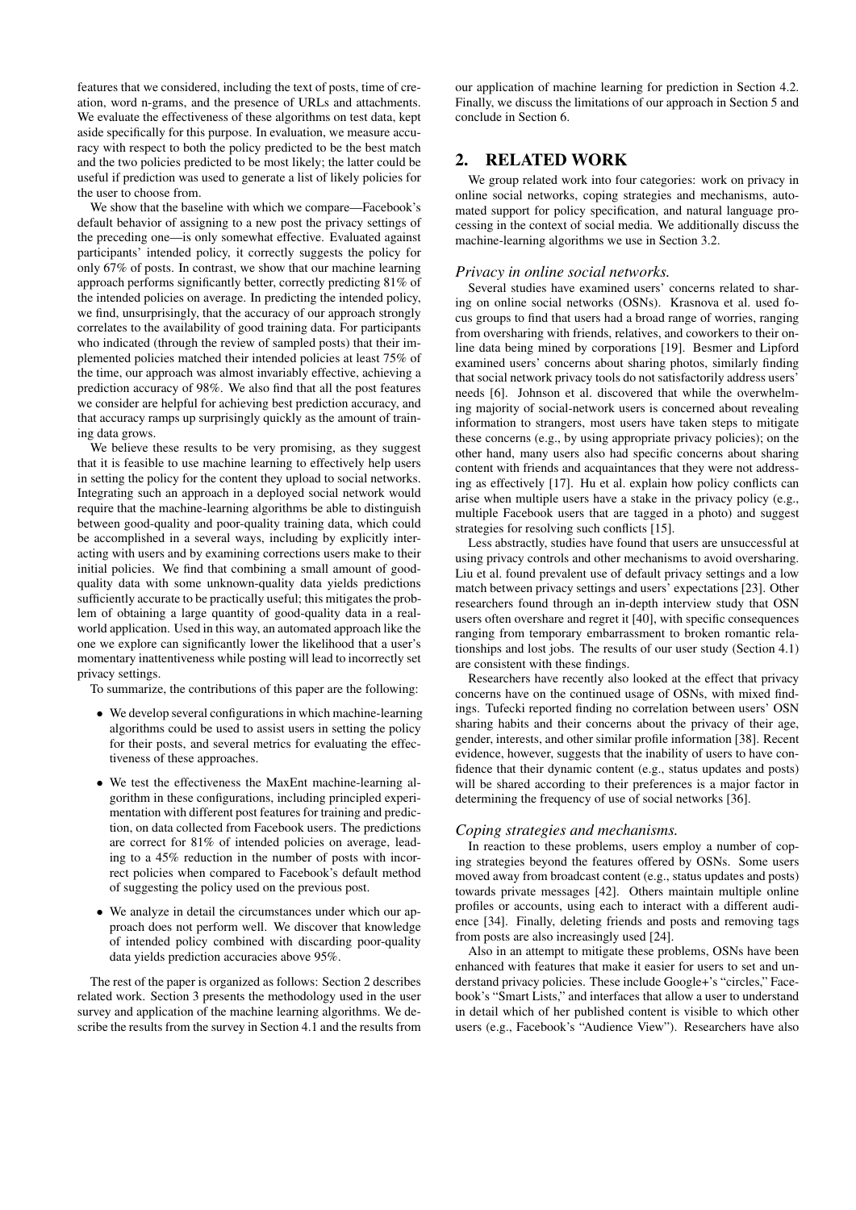features that we considered, including the text of posts, time of creation, word n-grams, and the presence of URLs and attachments. We evaluate the effectiveness of these algorithms on test data, kept aside specifically for this purpose. In evaluation, we measure accuracy with respect to both the policy predicted to be the best match and the two policies predicted to be most likely; the latter could be useful if prediction was used to generate a list of likely policies for the user to choose from.

We show that the baseline with which we compare—Facebook's default behavior of assigning to a new post the privacy settings of the preceding one—is only somewhat effective. Evaluated against participants' intended policy, it correctly suggests the policy for only 67% of posts. In contrast, we show that our machine learning approach performs significantly better, correctly predicting 81% of the intended policies on average. In predicting the intended policy, we find, unsurprisingly, that the accuracy of our approach strongly correlates to the availability of good training data. For participants who indicated (through the review of sampled posts) that their implemented policies matched their intended policies at least 75% of the time, our approach was almost invariably effective, achieving a prediction accuracy of 98%. We also find that all the post features we consider are helpful for achieving best prediction accuracy, and that accuracy ramps up surprisingly quickly as the amount of training data grows.

We believe these results to be very promising, as they suggest that it is feasible to use machine learning to effectively help users in setting the policy for the content they upload to social networks. Integrating such an approach in a deployed social network would require that the machine-learning algorithms be able to distinguish between good-quality and poor-quality training data, which could be accomplished in a several ways, including by explicitly interacting with users and by examining corrections users make to their initial policies. We find that combining a small amount of good-quality data with some unknown-quality data yields predictions sufficiently accurate to be practically useful; this mitigates the problem of obtaining a large quantity of good-quality data in a real-world application. Used in this way, an automated approach like the one we explore can significantly lower the likelihood that a user's momentary inattentiveness while posting will lead to incorrectly set privacy settings.

To summarize, the contributions of this paper are the following:

- We develop several configurations in which machine-learning algorithms could be used to assist users in setting the policy for their posts, and several metrics for evaluating the effectiveness of these approaches.
- We test the effectiveness the MaxEnt machine-learning algorithm in these configurations, including principled experimentation with different post features for training and prediction, on data collected from Facebook users. The predictions are correct for 81% of intended policies on average, leading to a 45% reduction in the number of posts with incorrect policies when compared to Facebook's default method of suggesting the policy used on the previous post.
- We analyze in detail the circumstances under which our approach does not perform well. We discover that knowledge of intended policy combined with discarding poor-quality data yields prediction accuracies above 95%.

The rest of the paper is organized as follows: Section 2 describes related work. Section 3 presents the methodology used in the user survey and application of the machine learning algorithms. We describe the results from the survey in Section 4.1 and the results from our application of machine learning for prediction in Section 4.2. Finally, we discuss the limitations of our approach in Section 5 and conclude in Section 6.

## 2. RELATED WORK

We group related work into four categories: work on privacy in online social networks, coping strategies and mechanisms, automated support for policy specification, and natural language processing in the context of social media. We additionally discuss the machine-learning algorithms we use in Section 3.2.

### *Privacy in online social networks.*

Several studies have examined users' concerns related to sharing on online social networks (OSNs). Krasnova et al. used focus groups to find that users had a broad range of worries, ranging from oversharing with friends, relatives, and coworkers to their online data being mined by corporations [19]. Besmer and Lipford examined users' concerns about sharing photos, similarly finding that social network privacy tools do not satisfactorily address users' needs [6]. Johnson et al. discovered that while the overwhelming majority of social-network users is concerned about revealing information to strangers, most users have taken steps to mitigate these concerns (e.g., by using appropriate privacy policies); on the other hand, many users also had specific concerns about sharing content with friends and acquaintances that they were not addressing as effectively [17]. Hu et al. explain how policy conflicts can arise when multiple users have a stake in the privacy policy (e.g., multiple Facebook users that are tagged in a photo) and suggest strategies for resolving such conflicts [15].

Less abstractly, studies have found that users are unsuccessful at using privacy controls and other mechanisms to avoid oversharing. Liu et al. found prevalent use of default privacy settings and a low match between privacy settings and users' expectations [23]. Other researchers found through an in-depth interview study that OSN users often overshare and regret it [40], with specific consequences ranging from temporary embarrassment to broken romantic relationships and lost jobs. The results of our user study (Section 4.1) are consistent with these findings.

Researchers have recently also looked at the effect that privacy concerns have on the continued usage of OSNs, with mixed findings. Tufecki reported finding no correlation between users' OSN sharing habits and their concerns about the privacy of their age, gender, interests, and other similar profile information [38]. Recent evidence, however, suggests that the inability of users to have confidence that their dynamic content (e.g., status updates and posts) will be shared according to their preferences is a major factor in determining the frequency of use of social networks [36].

### *Coping strategies and mechanisms.*

In reaction to these problems, users employ a number of coping strategies beyond the features offered by OSNs. Some users moved away from broadcast content (e.g., status updates and posts) towards private messages [42]. Others maintain multiple online profiles or accounts, using each to interact with a different audience [34]. Finally, deleting friends and posts and removing tags from posts are also increasingly used [24].

Also in an attempt to mitigate these problems, OSNs have been enhanced with features that make it easier for users to set and understand privacy policies. These include Google+'s "circles," Facebook's "Smart Lists," and interfaces that allow a user to understand in detail which of her published content is visible to which other users (e.g., Facebook's "Audience View"). Researchers have also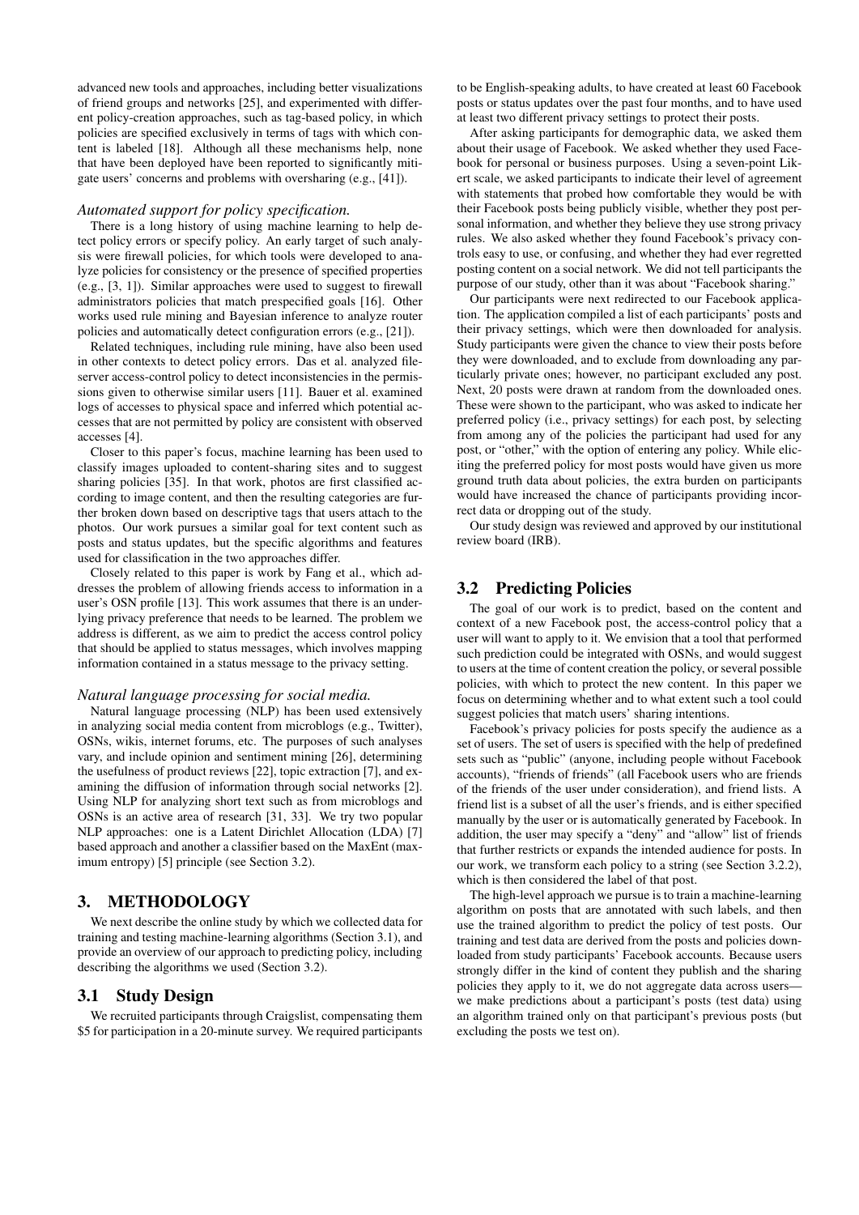advanced new tools and approaches, including better visualizations of friend groups and networks [25], and experimented with different policy-creation approaches, such as tag-based policy, in which policies are specified exclusively in terms of tags with which content is labeled [18]. Although all these mechanisms help, none that have been deployed have been reported to significantly mitigate users' concerns and problems with oversharing (e.g., [41]).

*Automated support for policy specification.*

There is a long history of using machine learning to help detect policy errors or specify policy. An early target of such analysis were firewall policies, for which tools were developed to analyze policies for consistency or the presence of specified properties (e.g., [3, 1]). Similar approaches were used to suggest to firewall administrators policies that match prespecified goals [16]. Other works used rule mining and Bayesian inference to analyze router policies and automatically detect configuration errors (e.g., [21]).

Related techniques, including rule mining, have also been used in other contexts to detect policy errors. Das et al. analyzed file-server access-control policy to detect inconsistencies in the permissions given to otherwise similar users [11]. Bauer et al. examined logs of accesses to physical space and inferred which potential accesses that are not permitted by policy are consistent with observed accesses [4].

Closer to this paper's focus, machine learning has been used to classify images uploaded to content-sharing sites and to suggest sharing policies [35]. In that work, photos are first classified according to image content, and then the resulting categories are further broken down based on descriptive tags that users attach to the photos. Our work pursues a similar goal for text content such as posts and status updates, but the specific algorithms and features used for classification in the two approaches differ.

Closely related to this paper is work by Fang et al., which addresses the problem of allowing friends access to information in a user's OSN profile [13]. This work assumes that there is an underlying privacy preference that needs to be learned. The problem we address is different, as we aim to predict the access control policy that should be applied to status messages, which involves mapping information contained in a status message to the privacy setting.

*Natural language processing for social media.*

Natural language processing (NLP) has been used extensively in analyzing social media content from microblogs (e.g., Twitter), OSNs, wikis, internet forums, etc. The purposes of such analyses vary, and include opinion and sentiment mining [26], determining the usefulness of product reviews [22], topic extraction [7], and examining the diffusion of information through social networks [2]. Using NLP for analyzing short text such as from microblogs and OSNs is an active area of research [31, 33]. We try two popular NLP approaches: one is a Latent Dirichlet Allocation (LDA) [7] based approach and another a classifier based on the MaxEnt (maximum entropy) [5] principle (see Section 3.2).

## 3. METHODOLOGY

We next describe the online study by which we collected data for training and testing machine-learning algorithms (Section 3.1), and provide an overview of our approach to predicting policy, including describing the algorithms we used (Section 3.2).

### 3.1 Study Design

We recruited participants through Craigslist, compensating them $5 for participation in a 20-minute survey. We required participants to be English-speaking adults, to have created at least 60 Facebook posts or status updates over the past four months, and to have used at least two different privacy settings to protect their posts.

After asking participants for demographic data, we asked them about their usage of Facebook. We asked whether they used Facebook for personal or business purposes. Using a seven-point Likert scale, we asked participants to indicate their level of agreement with statements that probed how comfortable they would be with their Facebook posts being publicly visible, whether they post personal information, and whether they believe they use strong privacy rules. We also asked whether they found Facebook's privacy controls easy to use, or confusing, and whether they had ever regretted posting content on a social network. We did not tell participants the purpose of our study, other than it was about "Facebook sharing."

Our participants were next redirected to our Facebook application. The application compiled a list of each participants' posts and their privacy settings, which were then downloaded for analysis. Study participants were given the chance to view their posts before they were downloaded, and to exclude from downloading any particularly private ones; however, no participant excluded any post. Next, 20 posts were drawn at random from the downloaded ones. These were shown to the participant, who was asked to indicate her preferred policy (i.e., privacy settings) for each post, by selecting from among any of the policies the participant had used for any post, or "other," with the option of entering any policy. While eliciting the preferred policy for most posts would have given us more ground truth data about policies, the extra burden on participants would have increased the chance of participants providing incorrect data or dropping out of the study.

Our study design was reviewed and approved by our institutional review board (IRB).

### 3.2 Predicting Policies

The goal of our work is to predict, based on the content and context of a new Facebook post, the access-control policy that a user will want to apply to it. We envision that a tool that performed such prediction could be integrated with OSNs, and would suggest to users at the time of content creation the policy, or several possible policies, with which to protect the new content. In this paper we focus on determining whether and to what extent such a tool could suggest policies that match users' sharing intentions.

Facebook's privacy policies for posts specify the audience as a set of users. The set of users is specified with the help of predefined sets such as "public" (anyone, including people without Facebook accounts), "friends of friends" (all Facebook users who are friends of the friends of the user under consideration), and friend lists. A friend list is a subset of all the user's friends, and is either specified manually by the user or is automatically generated by Facebook. In addition, the user may specify a "deny" and "allow" list of friends that further restricts or expands the intended audience for posts. In our work, we transform each policy to a string (see Section 3.2.2), which is then considered the label of that post.

The high-level approach we pursue is to train a machine-learning algorithm on posts that are annotated with such labels, and then use the trained algorithm to predict the policy of test posts. Our training and test data are derived from the posts and policies downloaded from study participants' Facebook accounts. Because users strongly differ in the kind of content they publish and the sharing policies they apply to it, we do not aggregate data across users—we make predictions about a participant's posts (test data) using an algorithm trained only on that participant's previous posts (but excluding the posts we test on).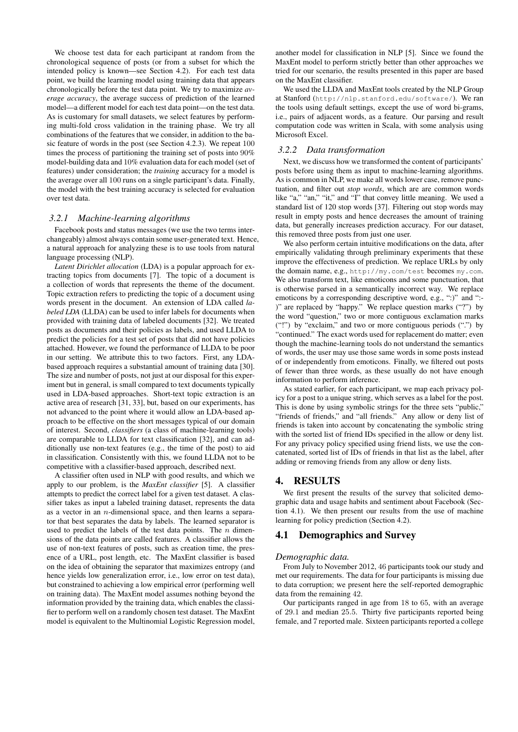We choose test data for each participant at random from the chronological sequence of posts (or from a subset for which the intended policy is known—see Section 4.2). For each test data point, we build the learning model using training data that appears chronologically before the test data point. We try to maximize *average accuracy*, the average success of prediction of the learned model—a different model for each test data point—on the test data. As is customary for small datasets, we select features by performing multi-fold cross validation in the training phase. We try all combinations of the features that we consider, in addition to the basic feature of words in the post (see Section 4.2.3). We repeat 100 times the process of partitioning the training set of posts into 90% model-building data and 10% evaluation data for each model (set of features) under consideration; the *training* accuracy for a model is the average over all 100 runs on a single participant's data. Finally, the model with the best training accuracy is selected for evaluation over test data.

### 3.2.1 Machine-learning algorithms

Facebook posts and status messages (we use the two terms interchangeably) almost always contain some user-generated text. Hence, a natural approach for analyzing these is to use tools from natural language processing (NLP).

*Latent Dirichlet allocation* (LDA) is a popular approach for extracting topics from documents [7]. The topic of a document is a collection of words that represents the theme of the document. Topic extraction refers to predicting the topic of a document using words present in the document. An extension of LDA called *labeled LDA* (LLDA) can be used to infer labels for documents when provided with training data of labeled documents [32]. We treated posts as documents and their policies as labels, and used LLDA to predict the policies for a test set of posts that did not have policies attached. However, we found the performance of LLDA to be poor in our setting. We attribute this to two factors. First, any LDA-based approach requires a substantial amount of training data [30]. The size and number of posts, not just at our disposal for this experiment but in general, is small compared to text documents typically used in LDA-based approaches. Short-text topic extraction is an active area of research [31, 33], but, based on our experiments, has not advanced to the point where it would allow an LDA-based approach to be effective on the short messages typical of our domain of interest. Second, *classifiers* (a class of machine-learning tools) are comparable to LLDA for text classification [32], and can additionally use non-text features (e.g., the time of the post) to aid in classification. Consistently with this, we found LLDA not to be competitive with a classifier-based approach, described next.

A classifier often used in NLP with good results, and which we apply to our problem, is the *MaxEnt classifier* [5]. A classifier attempts to predict the correct label for a given test dataset. A classifier takes as input a labeled training dataset, represents the data as a vector in an $n$-dimensional space, and then learns a separator that best separates the data by labels. The learned separator is used to predict the labels of the test data points. The $n$ dimensions of the data points are called features. A classifier allows the use of non-text features of posts, such as creation time, the presence of a URL, post length, etc. The MaxEnt classifier is based on the idea of obtaining the separator that maximizes entropy (and hence yields low generalization error, i.e., low error on test data), but constrained to achieving a low empirical error (performing well on training data). The MaxEnt model assumes nothing beyond the information provided by the training data, which enables the classifier to perform well on a randomly chosen test dataset. The MaxEnt model is equivalent to the Multinomial Logistic Regression model, another model for classification in NLP [5]. Since we found the MaxEnt model to perform strictly better than other approaches we tried for our scenario, the results presented in this paper are based on the MaxEnt classifier.

We used the LLDA and MaxEnt tools created by the NLP Group at Stanford (`http://nlp.stanford.edu/software/`). We ran the tools using default settings, except the use of word bi-grams, i.e., pairs of adjacent words, as a feature. Our parsing and result computation code was written in Scala, with some analysis using Microsoft Excel.

### 3.2.2 Data transformation

Next, we discuss how we transformed the content of participants' posts before using them as input to machine-learning algorithms. As is common in NLP, we make all words lower case, remove punctuation, and filter out *stop words*, which are are common words like "a," "an," "it," and "I" that convey little meaning. We used a standard list of 120 stop words [37]. Filtering out stop words may result in empty posts and hence decreases the amount of training data, but generally increases prediction accuracy. For our dataset, this removed three posts from just one user.

We also perform certain intuitive modifications on the data, after empirically validating through preliminary experiments that these improve the effectiveness of prediction. We replace URLs by only the domain name, e.g., `http://my.com/test` becomes `my.com`. We also transform text, like emoticons and some punctuation, that is otherwise parsed in a semantically incorrect way. We replace emoticons by a corresponding descriptive word, e.g., ":)" and ":-)" are replaced by "happy." We replace question marks ("?") by the word "question," two or more contiguous exclamation marks ("!") by "exclaim," and two or more contiguous periods (".") by "continued." The exact words used for replacement do matter; even though the machine-learning tools do not understand the semantics of words, the user may use those same words in some posts instead of or independently from emoticons. Finally, we filtered out posts of fewer than three words, as these usually do not have enough information to perform inference.

As stated earlier, for each participant, we map each privacy policy for a post to a unique string, which serves as a label for the post. This is done by using symbolic strings for the three sets "public," "friends of friends," and "all friends." Any allow or deny list of friends is taken into account by concatenating the symbolic string with the sorted list of friend IDs specified in the allow or deny list. For any privacy policy specified using friend lists, we use the concatenated, sorted list of IDs of friends in that list as the label, after adding or removing friends from any allow or deny lists.

# 4. RESULTS

We first present the results of the survey that solicited demographic data and usage habits and sentiment about Facebook (Section 4.1). We then present our results from the use of machine learning for policy prediction (Section 4.2).

## 4.1 Demographics and Survey

*Demographic data.*

From July to November 2012, 46 participants took our study and met our requirements. The data for four participants is missing due to data corruption; we present here the self-reported demographic data from the remaining 42.

Our participants ranged in age from 18 to 65, with an average of 29.1 and median 25.5. Thirty five participants reported being female, and 7 reported male. Sixteen participants reported a college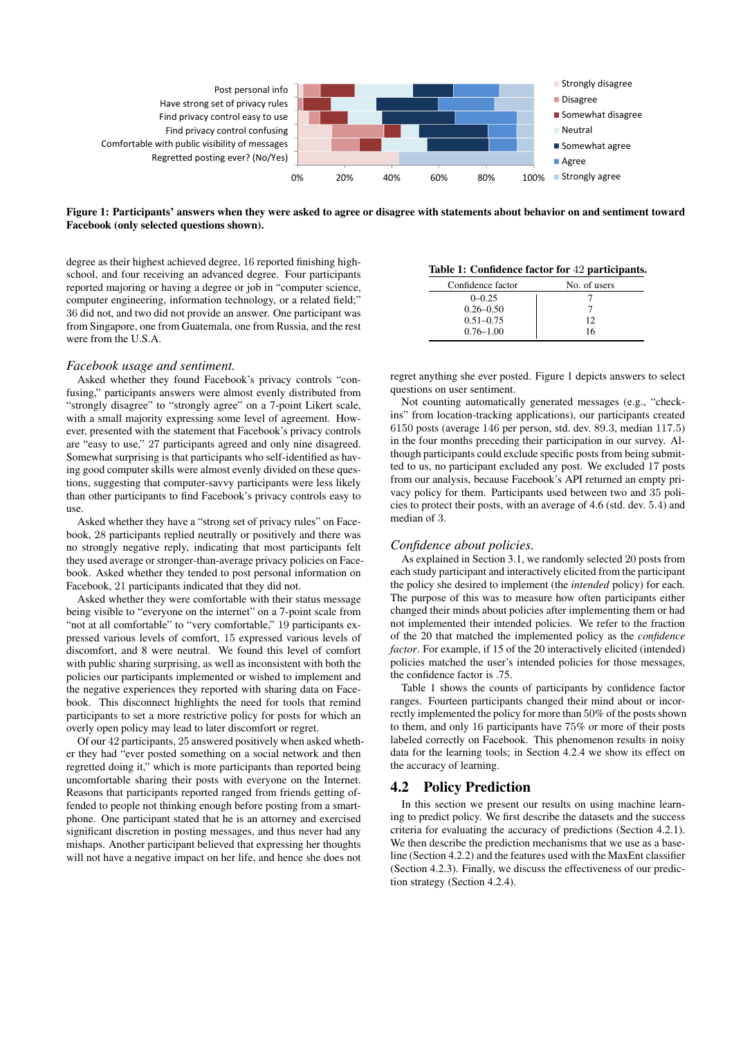Figure 1: Participants' answers when they were asked to agree or disagree with statements about behavior on and sentiment toward Facebook (only selected questions shown).

degree as their highest achieved degree, 16 reported finishing high-school, and four receiving an advanced degree. Four participants reported majoring or having a degree or job in "computer science, computer engineering, information technology, or a related field;" 36 did not, and two did not provide an answer. One participant was from Singapore, one from Guatemala, one from Russia, and the rest were from the U.S.A.

*Facebook usage and sentiment.*

Asked whether they found Facebook's privacy controls "confusing," participants answers were almost evenly distributed from "strongly disagree" to "strongly agree" on a 7-point Likert scale, with a small majority expressing some level of agreement. However, presented with the statement that Facebook's privacy controls are "easy to use," 27 participants agreed and only nine disagreed. Somewhat surprising is that participants who self-identified as having good computer skills were almost evenly divided on these questions, suggesting that computer-savvy participants were less likely than other participants to find Facebook's privacy controls easy to use.

Asked whether they have a "strong set of privacy rules" on Facebook, 28 participants replied neutrally or positively and there was no strongly negative reply, indicating that most participants felt they used average or stronger-than-average privacy policies on Facebook. Asked whether they tended to post personal information on Facebook, 21 participants indicated that they did not.

Asked whether they were comfortable with their status message being visible to "everyone on the internet" on a 7-point scale from "not at all comfortable" to "very comfortable," 19 participants expressed various levels of comfort, 15 expressed various levels of discomfort, and 8 were neutral. We found this level of comfort with public sharing surprising, as well as inconsistent with both the policies our participants implemented or wished to implement and the negative experiences they reported with sharing data on Facebook. This disconnect highlights the need for tools that remind participants to set a more restrictive policy for posts for which an overly open policy may lead to later discomfort or regret.

Of our 42 participants, 25 answered positively when asked whether they had "ever posted something on a social network and then regretted doing it," which is more participants than reported being uncomfortable sharing their posts with everyone on the Internet. Reasons that participants reported ranged from friends getting offended to people not thinking enough before posting from a smartphone. One participant stated that he is an attorney and exercised significant discretion in posting messages, and thus never had any mishaps. Another participant believed that expressing her thoughts will not have a negative impact on her life, and hence she does not regret anything she ever posted. Figure 1 depicts answers to select questions on user sentiment.

**Table 1: Confidence factor for 42 participants.**

| Confidence factor | No. of users |
|---|---|
| 0–0.25 | 7 |
| 0.26–0.50 | 7 |
| 0.51–0.75 | 12 |
| 0.76–1.00 | 16 |

Not counting automatically generated messages (e.g., "check-ins" from location-tracking applications), our participants created 6150 posts (average 146 per person, std. dev. 89.3, median 117.5) in the four months preceding their participation in our survey. Although participants could exclude specific posts from being submitted to us, no participant excluded any post. We excluded 17 posts from our analysis, because Facebook's API returned an empty privacy policy for them. Participants used between two and 35 policies to protect their posts, with an average of 4.6 (std. dev. 5.4) and median of 3.

*Confidence about policies.*

As explained in Section 3.1, we randomly selected 20 posts from each study participant and interactively elicited from the participant the policy she desired to implement (the *intended* policy) for each. The purpose of this was to measure how often participants either changed their minds about policies after implementing them or had not implemented their intended policies. We refer to the fraction of the 20 that matched the implemented policy as the *confidence factor*. For example, if 15 of the 20 interactively elicited (intended) policies matched the user's intended policies for those messages, the confidence factor is .75.

Table 1 shows the counts of participants by confidence factor ranges. Fourteen participants changed their mind about or incorrectly implemented the policy for more than 50% of the posts shown to them, and only 16 participants have 75% or more of their posts labeled correctly on Facebook. This phenomenon results in noisy data for the learning tools; in Section 4.2.4 we show its effect on the accuracy of learning.

## 4.2 Policy Prediction

In this section we present our results on using machine learning to predict policy. We first describe the datasets and the success criteria for evaluating the accuracy of predictions (Section 4.2.1). We then describe the prediction mechanisms that we use as a baseline (Section 4.2.2) and the features used with the MaxEnt classifier (Section 4.2.3). Finally, we discuss the effectiveness of our prediction strategy (Section 4.2.4).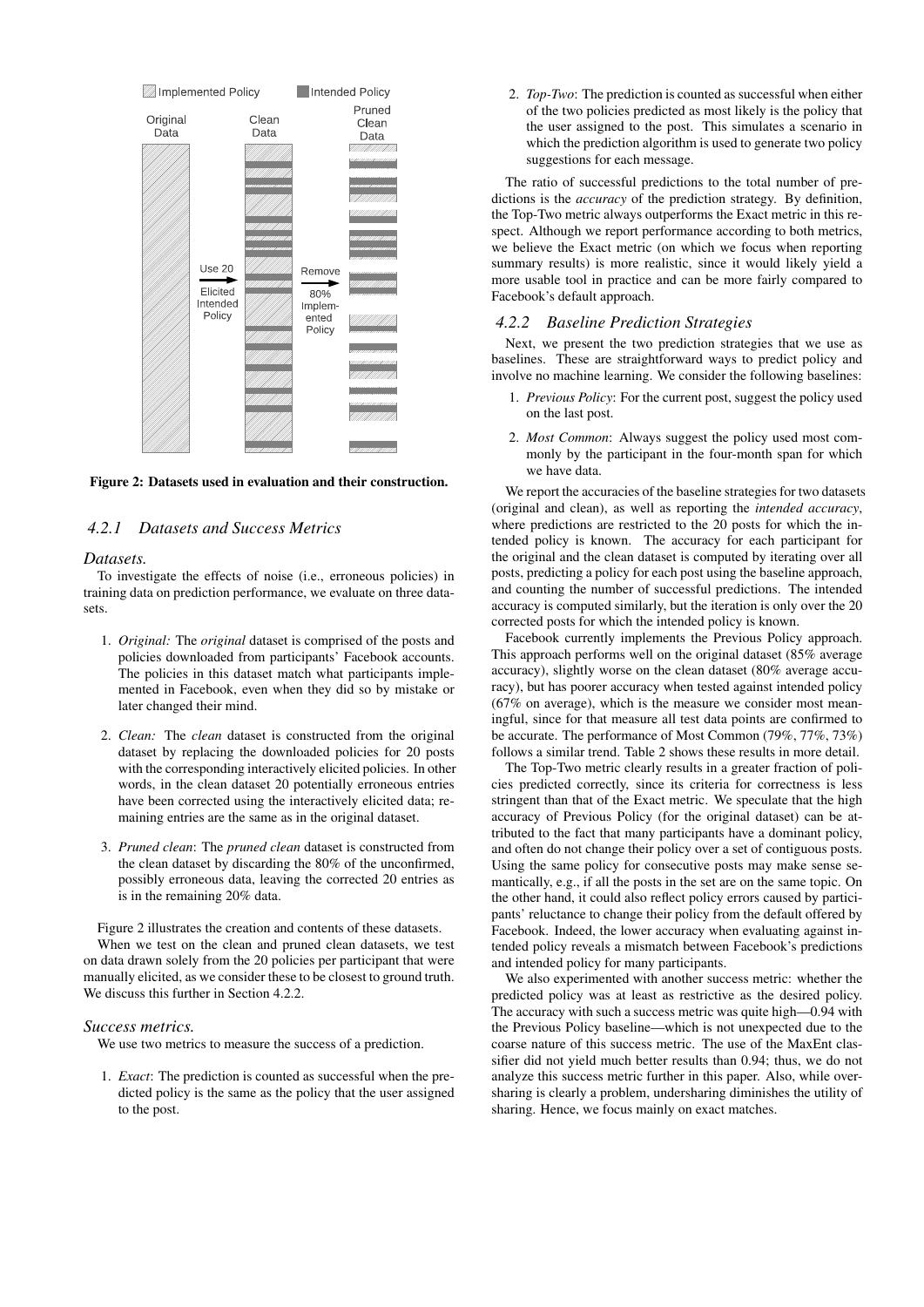Figure 2: Datasets used in evaluation and their construction.

### 4.2.1 Datasets and Success Metrics

#### Datasets.

To investigate the effects of noise (i.e., erroneous policies) in training data on prediction performance, we evaluate on three datasets.

1. *Original:* The *original* dataset is comprised of the posts and policies downloaded from participants' Facebook accounts. The policies in this dataset match what participants implemented in Facebook, even when they did so by mistake or later changed their mind.

2. *Clean:* The *clean* dataset is constructed from the original dataset by replacing the downloaded policies for 20 posts with the corresponding interactively elicited policies. In other words, in the clean dataset 20 potentially erroneous entries have been corrected using the interactively elicited data; remaining entries are the same as in the original dataset.

3. *Pruned clean*: The *pruned clean* dataset is constructed from the clean dataset by discarding the 80% of the unconfirmed, possibly erroneous data, leaving the corrected 20 entries as is in the remaining 20% data.

Figure 2 illustrates the creation and contents of these datasets.

When we test on the clean and pruned clean datasets, we test on data drawn solely from the 20 policies per participant that were manually elicited, as we consider these to be closest to ground truth. We discuss this further in Section 4.2.2.

#### Success metrics.

We use two metrics to measure the success of a prediction.

1. *Exact*: The prediction is counted as successful when the predicted policy is the same as the policy that the user assigned to the post.

2. *Top-Two*: The prediction is counted as successful when either of the two policies predicted as most likely is the policy that the user assigned to the post. This simulates a scenario in which the prediction algorithm is used to generate two policy suggestions for each message.

The ratio of successful predictions to the total number of predictions is the *accuracy* of the prediction strategy. By definition, the Top-Two metric always outperforms the Exact metric in this respect. Although we report performance according to both metrics, we believe the Exact metric (on which we focus when reporting summary results) is more realistic, since it would likely yield a more usable tool in practice and can be more fairly compared to Facebook's default approach.

### 4.2.2 Baseline Prediction Strategies

Next, we present the two prediction strategies that we use as baselines. These are straightforward ways to predict policy and involve no machine learning. We consider the following baselines:

1. *Previous Policy*: For the current post, suggest the policy used on the last post.

2. *Most Common*: Always suggest the policy used most commonly by the participant in the four-month span for which we have data.

We report the accuracies of the baseline strategies for two datasets (original and clean), as well as reporting the *intended accuracy*, where predictions are restricted to the 20 posts for which the intended policy is known. The accuracy for each participant for the original and the clean dataset is computed by iterating over all posts, predicting a policy for each post using the baseline approach, and counting the number of successful predictions. The intended accuracy is computed similarly, but the iteration is only over the 20 corrected posts for which the intended policy is known.

Facebook currently implements the Previous Policy approach. This approach performs well on the original dataset (85% average accuracy), slightly worse on the clean dataset (80% average accuracy), but has poorer accuracy when tested against intended policy (67% on average), which is the measure we consider most meaningful, since for that measure all test data points are confirmed to be accurate. The performance of Most Common (79%, 77%, 73%) follows a similar trend. Table 2 shows these results in more detail.

The Top-Two metric clearly results in a greater fraction of policies predicted correctly, since its criteria for correctness is less stringent than that of the Exact metric. We speculate that the high accuracy of Previous Policy (for the original dataset) can be attributed to the fact that many participants have a dominant policy, and often do not change their policy over a set of contiguous posts. Using the same policy for consecutive posts may make sense semantically, e.g., if all the posts in the set are on the same topic. On the other hand, it could also reflect policy errors caused by participants' reluctance to change their policy from the default offered by Facebook. Indeed, the lower accuracy when evaluating against intended policy reveals a mismatch between Facebook's predictions and intended policy for many participants.

We also experimented with another success metric: whether the predicted policy was at least as restrictive as the desired policy. The accuracy with such a success metric was quite high—0.94 with the Previous Policy baseline—which is not unexpected due to the coarse nature of this success metric. The use of the MaxEnt classifier did not yield much better results than 0.94; thus, we do not analyze this success metric further in this paper. Also, while oversharing is clearly a problem, undersharing diminishes the utility of sharing. Hence, we focus mainly on exact matches.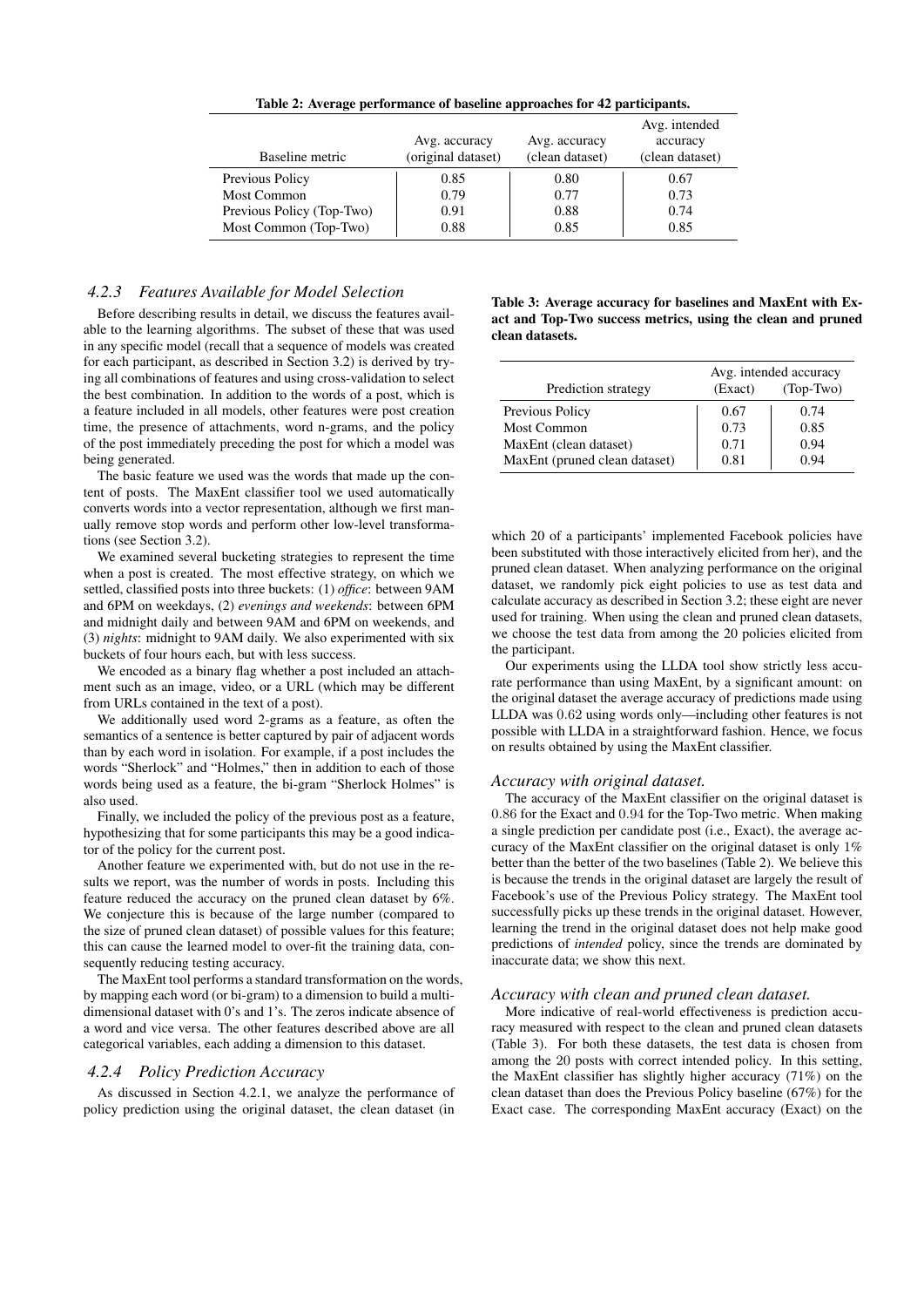Table 2: Average performance of baseline approaches for 42 participants.

| Baseline metric | Avg. accuracy (original dataset) | Avg. accuracy (clean dataset) | Avg. intended accuracy (clean dataset) |
|---|---|---|---|
| Previous Policy | 0.85 | 0.80 | 0.67 |
| Most Common | 0.79 | 0.77 | 0.73 |
| Previous Policy (Top-Two) | 0.91 | 0.88 | 0.74 |
| Most Common (Top-Two) | 0.88 | 0.85 | 0.85 |

### *4.2.3 Features Available for Model Selection*

Before describing results in detail, we discuss the features available to the learning algorithms. The subset of these that was used in any specific model (recall that a sequence of models was created for each participant, as described in Section 3.2) is derived by trying all combinations of features and using cross-validation to select the best combination. In addition to the words of a post, which is a feature included in all models, other features were post creation time, the presence of attachments, word n-grams, and the policy of the post immediately preceding the post for which a model was being generated.

The basic feature we used was the words that made up the content of posts. The MaxEnt classifier tool we used automatically converts words into a vector representation, although we first manually remove stop words and perform other low-level transformations (see Section 3.2).

We examined several bucketing strategies to represent the time when a post is created. The most effective strategy, on which we settled, classified posts into three buckets: (1) *office*: between 9AM and 6PM on weekdays, (2) *evenings and weekends*: between 6PM and midnight daily and between 9AM and 6PM on weekends, and (3) *nights*: midnight to 9AM daily. We also experimented with six buckets of four hours each, but with less success.

We encoded as a binary flag whether a post included an attachment such as an image, video, or a URL (which may be different from URLs contained in the text of a post).

We additionally used word 2-grams as a feature, as often the semantics of a sentence is better captured by pair of adjacent words than by each word in isolation. For example, if a post includes the words "Sherlock" and "Holmes," then in addition to each of those words being used as a feature, the bi-gram "Sherlock Holmes" is also used.

Finally, we included the policy of the previous post as a feature, hypothesizing that for some participants this may be a good indicator of the policy for the current post.

Another feature we experimented with, but do not use in the results we report, was the number of words in posts. Including this feature reduced the accuracy on the pruned clean dataset by 6%. We conjecture this is because of the large number (compared to the size of pruned clean dataset) of possible values for this feature; this can cause the learned model to over-fit the training data, consequently reducing testing accuracy.

The MaxEnt tool performs a standard transformation on the words, by mapping each word (or bi-gram) to a dimension to build a multi-dimensional dataset with 0's and 1's. The zeros indicate absence of a word and vice versa. The other features described above are all categorical variables, each adding a dimension to this dataset.

### *4.2.4 Policy Prediction Accuracy*

As discussed in Section 4.2.1, we analyze the performance of policy prediction using the original dataset, the clean dataset (in which 20 of a participants' implemented Facebook policies have been substituted with those interactively elicited from her), and the pruned clean dataset. When analyzing performance on the original dataset, we randomly pick eight policies to use as test data and calculate accuracy as described in Section 3.2; these eight are never used for training. When using the clean and pruned clean datasets, we choose the test data from among the 20 policies elicited from the participant.

Table 3: Average accuracy for baselines and MaxEnt with Exact and Top-Two success metrics, using the clean and pruned clean datasets.

| Prediction strategy | Avg. intended accuracy (Exact) | Avg. intended accuracy (Top-Two) |
|---|---|---|
| Previous Policy | 0.67 | 0.74 |
| Most Common | 0.73 | 0.85 |
| MaxEnt (clean dataset) | 0.71 | 0.94 |
| MaxEnt (pruned clean dataset) | 0.81 | 0.94 |

Our experiments using the LLDA tool show strictly less accurate performance than using MaxEnt, by a significant amount: on the original dataset the average accuracy of predictions made using LLDA was $0.62$ using words only—including other features is not possible with LLDA in a straightforward fashion. Hence, we focus on results obtained by using the MaxEnt classifier.

*Accuracy with original dataset.*

The accuracy of the MaxEnt classifier on the original dataset is $0.86$ for the Exact and $0.94$ for the Top-Two metric. When making a single prediction per candidate post (i.e., Exact), the average accuracy of the MaxEnt classifier on the original dataset is only $1\%$ better than the better of the two baselines (Table 2). We believe this is because the trends in the original dataset are largely the result of Facebook's use of the Previous Policy strategy. The MaxEnt tool successfully picks up these trends in the original dataset. However, learning the trend in the original dataset does not help make good predictions of *intended* policy, since the trends are dominated by inaccurate data; we show this next.

*Accuracy with clean and pruned clean dataset.*

More indicative of real-world effectiveness is prediction accuracy measured with respect to the clean and pruned clean datasets (Table 3). For both these datasets, the test data is chosen from among the 20 posts with correct intended policy. In this setting, the MaxEnt classifier has slightly higher accuracy (71%) on the clean dataset than does the Previous Policy baseline (67%) for the Exact case. The corresponding MaxEnt accuracy (Exact) on the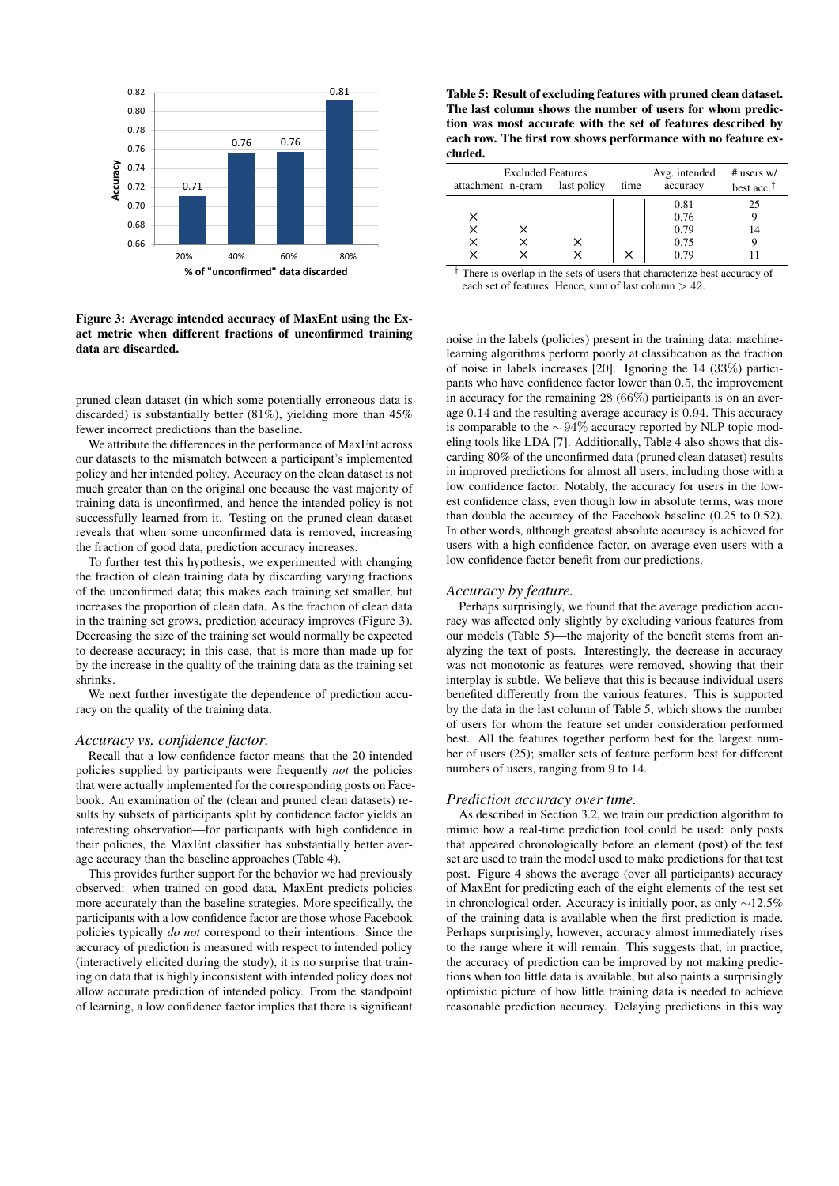**Figure 3: Average intended accuracy of MaxEnt using the Exact metric when different fractions of unconfirmed training data are discarded.**

pruned clean dataset (in which some potentially erroneous data is discarded) is substantially better (81%), yielding more than 45% fewer incorrect predictions than the baseline.

We attribute the differences in the performance of MaxEnt across our datasets to the mismatch between a participant's implemented policy and her intended policy. Accuracy on the clean dataset is not much greater than on the original one because the vast majority of training data is unconfirmed, and hence the intended policy is not successfully learned from it. Testing on the pruned clean dataset reveals that when some unconfirmed data is removed, increasing the fraction of good data, prediction accuracy increases.

To further test this hypothesis, we experimented with changing the fraction of clean training data by discarding varying fractions of the unconfirmed data; this makes each training set smaller, but increases the proportion of clean data. As the fraction of clean data in the training set grows, prediction accuracy improves (Figure 3). Decreasing the size of the training set would normally be expected to decrease accuracy; in this case, that is more than made up for by the increase in the quality of the training data as the training set shrinks.

We next further investigate the dependence of prediction accuracy on the quality of the training data.

### *Accuracy vs. confidence factor.*

Recall that a low confidence factor means that the 20 intended policies supplied by participants were frequently *not* the policies that were actually implemented for the corresponding posts on Facebook. An examination of the (clean and pruned clean datasets) results by subsets of participants split by confidence factor yields an interesting observation—for participants with high confidence in their policies, the MaxEnt classifier has substantially better average accuracy than the baseline approaches (Table 4).

This provides further support for the behavior we had previously observed: when trained on good data, MaxEnt predicts policies more accurately than the baseline strategies. More specifically, the participants with a low confidence factor are those whose Facebook policies typically *do not* correspond to their intentions. Since the accuracy of prediction is measured with respect to intended policy (interactively elicited during the study), it is no surprise that training on data that is highly inconsistent with intended policy does not allow accurate prediction of intended policy. From the standpoint of learning, a low confidence factor implies that there is significant noise in the labels (policies) present in the training data; machine-learning algorithms perform poorly at classification as the fraction of noise in labels increases [20]. Ignoring the 14 (33%) participants who have confidence factor lower than 0.5, the improvement in accuracy for the remaining 28 (66%) participants is on an average 0.14 and the resulting average accuracy is 0.94. This accuracy is comparable to the $\sim$94% accuracy reported by NLP topic modeling tools like LDA [7]. Additionally, Table 4 also shows that discarding 80% of the unconfirmed data (pruned clean dataset) results in improved predictions for almost all users, including those with a low confidence factor. Notably, the accuracy for users in the lowest confidence class, even though low in absolute terms, was more than double the accuracy of the Facebook baseline (0.25 to 0.52). In other words, although greatest absolute accuracy is achieved for users with a high confidence factor, on average even users with a low confidence factor benefit from our predictions.

**Table 5: Result of excluding features with pruned clean dataset. The last column shows the number of users for whom prediction was most accurate with the set of features described by each row. The first row shows performance with no feature excluded.**

| Excluded Features: attachment | n-gram | last policy | time | Avg. intended accuracy | # users w/ best acc.† |
|---|---|---|---|---|---|
| | | | | 0.81 | 25 |
| × | | | | 0.76 | 9 |
| × | × | | | 0.79 | 14 |
| × | × | × | | 0.75 | 9 |
| × | × | × | × | 0.79 | 11 |

† There is overlap in the sets of users that characterize best accuracy of each set of features. Hence, sum of last column > 42.

### *Accuracy by feature.*

Perhaps surprisingly, we found that the average prediction accuracy was affected only slightly by excluding various features from our models (Table 5)—the majority of the benefit stems from analyzing the text of posts. Interestingly, the decrease in accuracy was not monotonic as features were removed, showing that their interplay is subtle. We believe that this is because individual users benefited differently from the various features. This is supported by the data in the last column of Table 5, which shows the number of users for whom the feature set under consideration performed best. All the features together perform best for the largest number of users (25); smaller sets of feature perform best for different numbers of users, ranging from 9 to 14.

### *Prediction accuracy over time.*

As described in Section 3.2, we train our prediction algorithm to mimic how a real-time prediction tool could be used: only posts that appeared chronologically before an element (post) of the test set are used to train the model used to make predictions for that test post. Figure 4 shows the average (over all participants) accuracy of MaxEnt for predicting each of the eight elements of the test set in chronological order. Accuracy is initially poor, as only $\sim$12.5% of the training data is available when the first prediction is made. Perhaps surprisingly, however, accuracy almost immediately rises to the range where it will remain. This suggests that, in practice, the accuracy of prediction can be improved by not making predictions when too little data is available, but also paints a surprisingly optimistic picture of how little training data is needed to achieve reasonable prediction accuracy. Delaying predictions in this way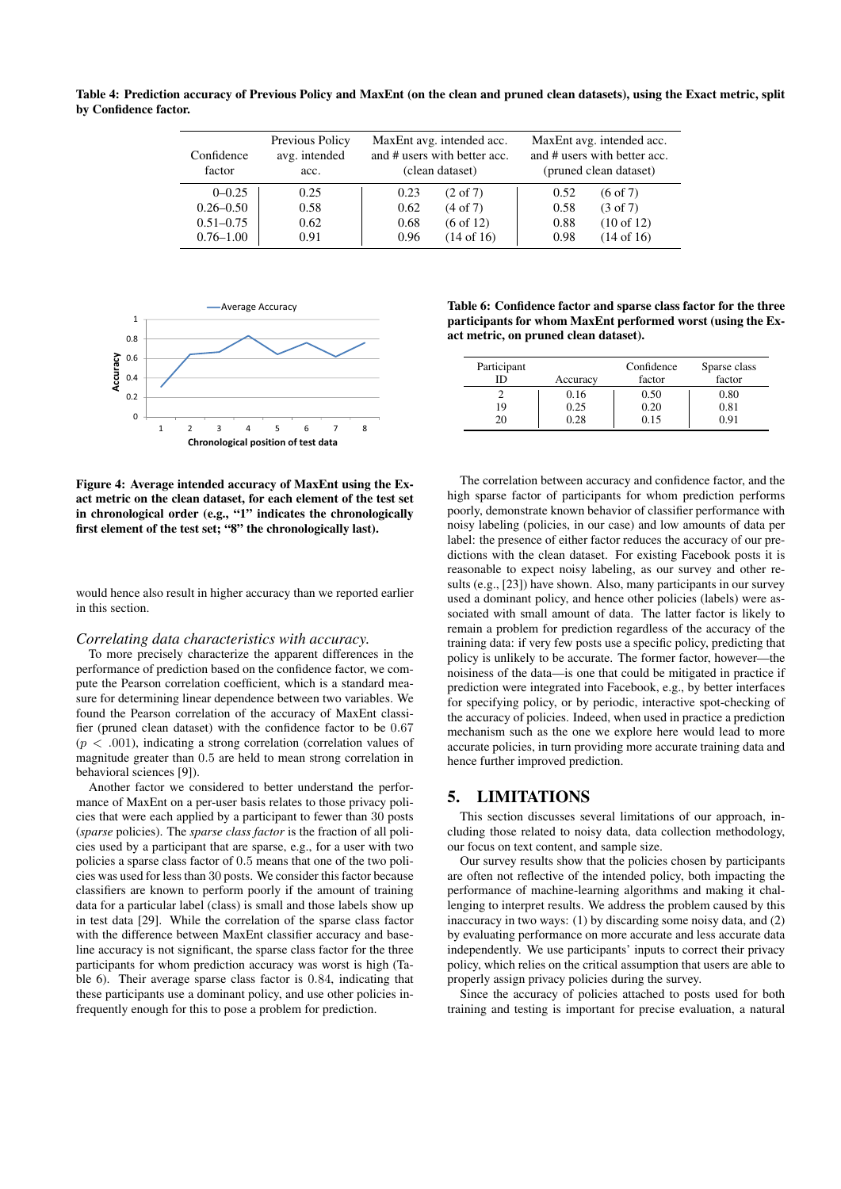**Table 4: Prediction accuracy of Previous Policy and MaxEnt (on the clean and pruned clean datasets), using the Exact metric, split by Confidence factor.**

| Confidence factor | Previous Policy avg. intended acc. | MaxEnt avg. intended acc. and # users with better acc. (clean dataset) | | MaxEnt avg. intended acc. and # users with better acc. (pruned clean dataset) | |
|---|---|---|---|---|---|
| 0–0.25 | 0.25 | 0.23 | (2 of 7) | 0.52 | (6 of 7) |
| 0.26–0.50 | 0.58 | 0.62 | (4 of 7) | 0.58 | (3 of 7) |
| 0.51–0.75 | 0.62 | 0.68 | (6 of 12) | 0.88 | (10 of 12) |
| 0.76–1.00 | 0.91 | 0.96 | (14 of 16) | 0.98 | (14 of 16) |

**Figure 4: Average intended accuracy of MaxEnt using the Exact metric on the clean dataset, for each element of the test set in chronological order (e.g., "1" indicates the chronologically first element of the test set; "8" the chronologically last).**

would hence also result in higher accuracy than we reported earlier in this section.

*Correlating data characteristics with accuracy.*

To more precisely characterize the apparent differences in the performance of prediction based on the confidence factor, we compute the Pearson correlation coefficient, which is a standard measure for determining linear dependence between two variables. We found the Pearson correlation of the accuracy of MaxEnt classifier (pruned clean dataset) with the confidence factor to be $0.67$ ($p < .001$), indicating a strong correlation (correlation values of magnitude greater than $0.5$ are held to mean strong correlation in behavioral sciences [9]).

Another factor we considered to better understand the performance of MaxEnt on a per-user basis relates to those privacy policies that were each applied by a participant to fewer than 30 posts (*sparse* policies). The *sparse class factor* is the fraction of all policies used by a participant that are sparse, e.g., for a user with two policies a sparse class factor of $0.5$ means that one of the two policies was used for less than 30 posts. We consider this factor because classifiers are known to perform poorly if the amount of training data for a particular label (class) is small and those labels show up in test data [29]. While the correlation of the sparse class factor with the difference between MaxEnt classifier accuracy and baseline accuracy is not significant, the sparse class factor for the three participants for whom prediction accuracy was worst is high (Table 6). Their average sparse class factor is $0.84$, indicating that these participants use a dominant policy, and use other policies infrequently enough for this to pose a problem for prediction.

**Table 6: Confidence factor and sparse class factor for the three participants for whom MaxEnt performed worst (using the Exact metric, on pruned clean dataset).**

| Participant ID | Accuracy | Confidence factor | Sparse class factor |
|---|---|---|---|
| 2 | 0.16 | 0.50 | 0.80 |
| 19 | 0.25 | 0.20 | 0.81 |
| 20 | 0.28 | 0.15 | 0.91 |

The correlation between accuracy and confidence factor, and the high sparse factor of participants for whom prediction performs poorly, demonstrate known behavior of classifier performance with noisy labeling (policies, in our case) and low amounts of data per label: the presence of either factor reduces the accuracy of our predictions with the clean dataset. For existing Facebook posts it is reasonable to expect noisy labeling, as our survey and other results (e.g., [23]) have shown. Also, many participants in our survey used a dominant policy, and hence other policies (labels) were associated with small amount of data. The latter factor is likely to remain a problem for prediction regardless of the accuracy of the training data: if very few posts use a specific policy, predicting that policy is unlikely to be accurate. The former factor, however—the noisiness of the data—is one that could be mitigated in practice if prediction were integrated into Facebook, e.g., by better interfaces for specifying policy, or by periodic, interactive spot-checking of the accuracy of policies. Indeed, when used in practice a prediction mechanism such as the one we explore here would lead to more accurate policies, in turn providing more accurate training data and hence further improved prediction.

## 5. LIMITATIONS

This section discusses several limitations of our approach, including those related to noisy data, data collection methodology, our focus on text content, and sample size.

Our survey results show that the policies chosen by participants are often not reflective of the intended policy, both impacting the performance of machine-learning algorithms and making it challenging to interpret results. We address the problem caused by this inaccuracy in two ways: (1) by discarding some noisy data, and (2) by evaluating performance on more accurate and less accurate data independently. We use participants' inputs to correct their privacy policy, which relies on the critical assumption that users are able to properly assign privacy policies during the survey.

Since the accuracy of policies attached to posts used for both training and testing is important for precise evaluation, a natural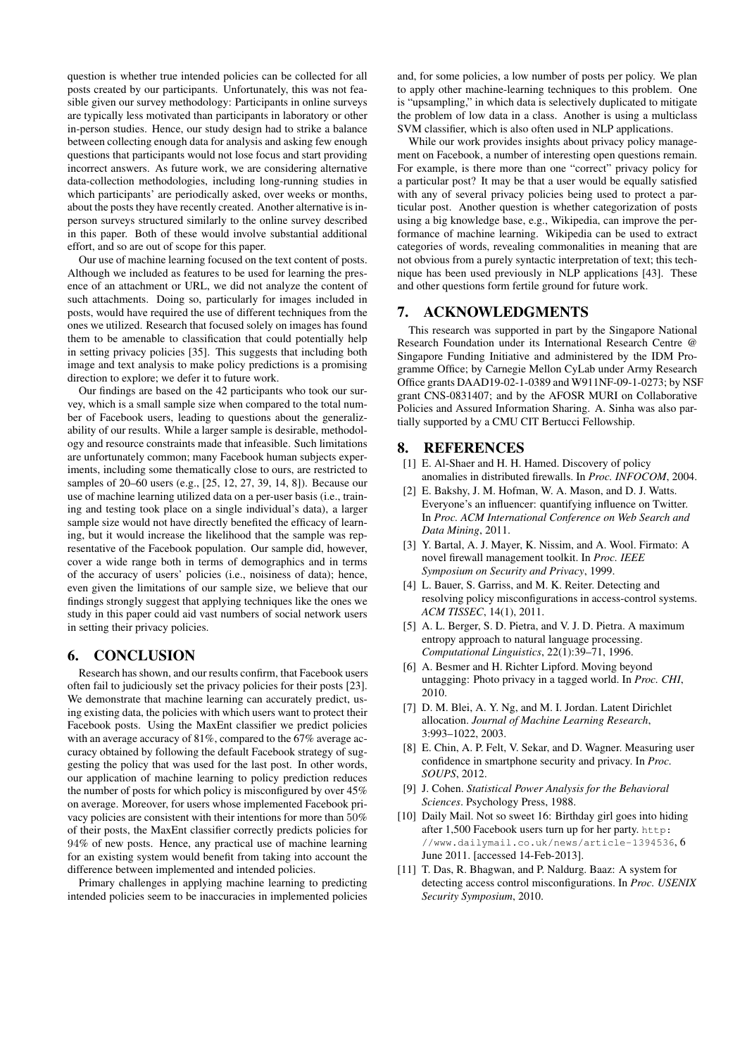question is whether true intended policies can be collected for all posts created by our participants. Unfortunately, this was not feasible given our survey methodology: Participants in online surveys are typically less motivated than participants in laboratory or other in-person studies. Hence, our study design had to strike a balance between collecting enough data for analysis and asking few enough questions that participants would not lose focus and start providing incorrect answers. As future work, we are considering alternative data-collection methodologies, including long-running studies in which participants' are periodically asked, over weeks or months, about the posts they have recently created. Another alternative is in-person surveys structured similarly to the online survey described in this paper. Both of these would involve substantial additional effort, and so are out of scope for this paper.

Our use of machine learning focused on the text content of posts. Although we included as features to be used for learning the presence of an attachment or URL, we did not analyze the content of such attachments. Doing so, particularly for images included in posts, would have required the use of different techniques from the ones we utilized. Research that focused solely on images has found them to be amenable to classification that could potentially help in setting privacy policies [35]. This suggests that including both image and text analysis to make policy predictions is a promising direction to explore; we defer it to future work.

Our findings are based on the 42 participants who took our survey, which is a small sample size when compared to the total number of Facebook users, leading to questions about the generalizability of our results. While a larger sample is desirable, methodology and resource constraints made that infeasible. Such limitations are unfortunately common; many Facebook human subjects experiments, including some thematically close to ours, are restricted to samples of 20–60 users (e.g., [25, 12, 27, 39, 14, 8]). Because our use of machine learning utilized data on a per-user basis (i.e., training and testing took place on a single individual's data), a larger sample size would not have directly benefited the efficacy of learning, but it would increase the likelihood that the sample was representative of the Facebook population. Our sample did, however, cover a wide range both in terms of demographics and in terms of the accuracy of users' policies (i.e., noisiness of data); hence, even given the limitations of our sample size, we believe that our findings strongly suggest that applying techniques like the ones we study in this paper could aid vast numbers of social network users in setting their privacy policies.

## 6. CONCLUSION

Research has shown, and our results confirm, that Facebook users often fail to judiciously set the privacy policies for their posts [23]. We demonstrate that machine learning can accurately predict, using existing data, the policies with which users want to protect their Facebook posts. Using the MaxEnt classifier we predict policies with an average accuracy of 81%, compared to the 67% average accuracy obtained by following the default Facebook strategy of suggesting the policy that was used for the last post. In other words, our application of machine learning to policy prediction reduces the number of posts for which policy is misconfigured by over 45% on average. Moreover, for users whose implemented Facebook privacy policies are consistent with their intentions for more than $50\%$ of their posts, the MaxEnt classifier correctly predicts policies for $94\%$ of new posts. Hence, any practical use of machine learning for an existing system would benefit from taking into account the difference between implemented and intended policies.

Primary challenges in applying machine learning to predicting intended policies seem to be inaccuracies in implemented policies and, for some policies, a low number of posts per policy. We plan to apply other machine-learning techniques to this problem. One is "upsampling," in which data is selectively duplicated to mitigate the problem of low data in a class. Another is using a multiclass SVM classifier, which is also often used in NLP applications.

While our work provides insights about privacy policy management on Facebook, a number of interesting open questions remain. For example, is there more than one "correct" privacy policy for a particular post? It may be that a user would be equally satisfied with any of several privacy policies being used to protect a particular post. Another question is whether categorization of posts using a big knowledge base, e.g., Wikipedia, can improve the performance of machine learning. Wikipedia can be used to extract categories of words, revealing commonalities in meaning that are not obvious from a purely syntactic interpretation of text; this technique has been used previously in NLP applications [43]. These and other questions form fertile ground for future work.

## 7. ACKNOWLEDGMENTS

This research was supported in part by the Singapore National Research Foundation under its International Research Centre @ Singapore Funding Initiative and administered by the IDM Programme Office; by Carnegie Mellon CyLab under Army Research Office grants DAAD19-02-1-0389 and W911NF-09-1-0273; by NSF grant CNS-0831407; and by the AFOSR MURI on Collaborative Policies and Assured Information Sharing. A. Sinha was also partially supported by a CMU CIT Bertucci Fellowship.

## 8. REFERENCES

[1] E. Al-Shaer and H. H. Hamed. Discovery of policy anomalies in distributed firewalls. In *Proc. INFOCOM*, 2004.

[2] E. Bakshy, J. M. Hofman, W. A. Mason, and D. J. Watts. Everyone's an influencer: quantifying influence on Twitter. In *Proc. ACM International Conference on Web Search and Data Mining*, 2011.

[3] Y. Bartal, A. J. Mayer, K. Nissim, and A. Wool. Firmato: A novel firewall management toolkit. In *Proc. IEEE Symposium on Security and Privacy*, 1999.

[4] L. Bauer, S. Garriss, and M. K. Reiter. Detecting and resolving policy misconfigurations in access-control systems. *ACM TISSEC*, 14(1), 2011.

[5] A. L. Berger, S. D. Pietra, and V. J. D. Pietra. A maximum entropy approach to natural language processing. *Computational Linguistics*, 22(1):39–71, 1996.

[6] A. Besmer and H. Richter Lipford. Moving beyond untagging: Photo privacy in a tagged world. In *Proc. CHI*, 2010.

[7] D. M. Blei, A. Y. Ng, and M. I. Jordan. Latent Dirichlet allocation. *Journal of Machine Learning Research*, 3:993–1022, 2003.

[8] E. Chin, A. P. Felt, V. Sekar, and D. Wagner. Measuring user confidence in smartphone security and privacy. In *Proc. SOUPS*, 2012.

[9] J. Cohen. *Statistical Power Analysis for the Behavioral Sciences*. Psychology Press, 1988.

[10] Daily Mail. Not so sweet 16: Birthday girl goes into hiding after 1,500 Facebook users turn up for her party. http://www.dailymail.co.uk/news/article-1394536, 6 June 2011. [accessed 14-Feb-2013].

[11] T. Das, R. Bhagwan, and P. Naldurg. Baaz: A system for detecting access control misconfigurations. In *Proc. USENIX Security Symposium*, 2010.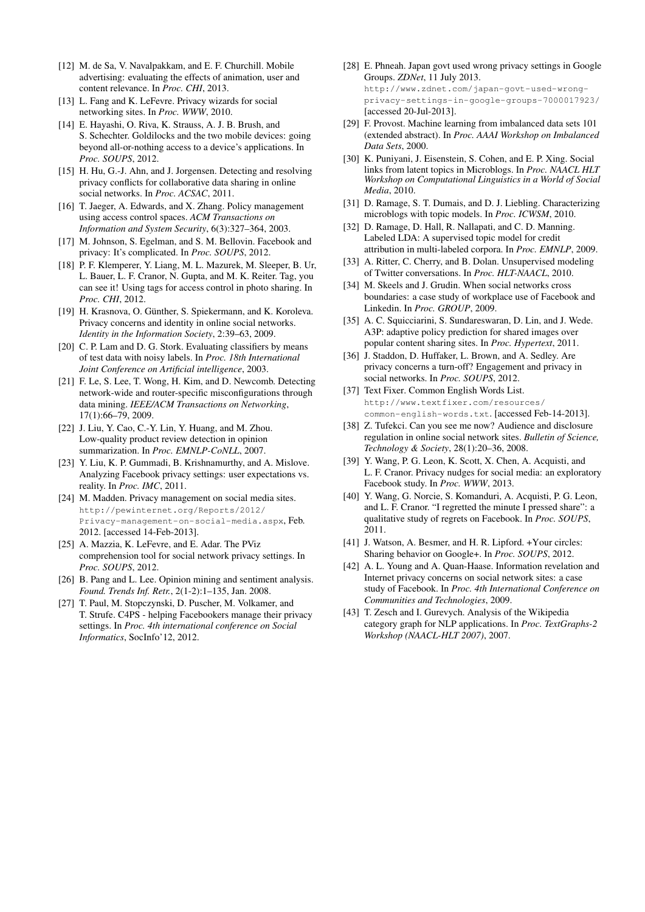[12] M. de Sa, V. Navalpakkam, and E. F. Churchill. Mobile advertising: evaluating the effects of animation, user and content relevance. In *Proc. CHI*, 2013.

[13] L. Fang and K. LeFevre. Privacy wizards for social networking sites. In *Proc. WWW*, 2010.

[14] E. Hayashi, O. Riva, K. Strauss, A. J. B. Brush, and S. Schechter. Goldilocks and the two mobile devices: going beyond all-or-nothing access to a device's applications. In *Proc. SOUPS*, 2012.

[15] H. Hu, G.-J. Ahn, and J. Jorgensen. Detecting and resolving privacy conflicts for collaborative data sharing in online social networks. In *Proc. ACSAC*, 2011.

[16] T. Jaeger, A. Edwards, and X. Zhang. Policy management using access control spaces. *ACM Transactions on Information and System Security*, 6(3):327–364, 2003.

[17] M. Johnson, S. Egelman, and S. M. Bellovin. Facebook and privacy: It's complicated. In *Proc. SOUPS*, 2012.

[18] P. F. Klemperer, Y. Liang, M. L. Mazurek, M. Sleeper, B. Ur, L. Bauer, L. F. Cranor, N. Gupta, and M. K. Reiter. Tag, you can see it! Using tags for access control in photo sharing. In *Proc. CHI*, 2012.

[19] H. Krasnova, O. Günther, S. Spiekermann, and K. Koroleva. Privacy concerns and identity in online social networks. *Identity in the Information Society*, 2:39–63, 2009.

[20] C. P. Lam and D. G. Stork. Evaluating classifiers by means of test data with noisy labels. In *Proc. 18th International Joint Conference on Artificial intelligence*, 2003.

[21] F. Le, S. Lee, T. Wong, H. Kim, and D. Newcomb. Detecting network-wide and router-specific misconfigurations through data mining. *IEEE/ACM Transactions on Networking*, 17(1):66–79, 2009.

[22] J. Liu, Y. Cao, C.-Y. Lin, Y. Huang, and M. Zhou. Low-quality product review detection in opinion summarization. In *Proc. EMNLP-CoNLL*, 2007.

[23] Y. Liu, K. P. Gummadi, B. Krishnamurthy, and A. Mislove. Analyzing Facebook privacy settings: user expectations vs. reality. In *Proc. IMC*, 2011.

[24] M. Madden. Privacy management on social media sites. http://pewinternet.org/Reports/2012/Privacy-management-on-social-media.aspx, Feb. 2012. [accessed 14-Feb-2013].

[25] A. Mazzia, K. LeFevre, and E. Adar. The PViz comprehension tool for social network privacy settings. In *Proc. SOUPS*, 2012.

[26] B. Pang and L. Lee. Opinion mining and sentiment analysis. *Found. Trends Inf. Retr.*, 2(1-2):1–135, Jan. 2008.

[27] T. Paul, M. Stopczynski, D. Puscher, M. Volkamer, and T. Strufe. C4PS - helping Facebookers manage their privacy settings. In *Proc. 4th international conference on Social Informatics*, SocInfo'12, 2012.

[28] E. Phneah. Japan govt used wrong privacy settings in Google Groups. *ZDNet*, 11 July 2013. http://www.zdnet.com/japan-govt-used-wrong-privacy-settings-in-google-groups-7000017923/ [accessed 20-Jul-2013].

[29] F. Provost. Machine learning from imbalanced data sets 101 (extended abstract). In *Proc. AAAI Workshop on Imbalanced Data Sets*, 2000.

[30] K. Puniyani, J. Eisenstein, S. Cohen, and E. P. Xing. Social links from latent topics in Microblogs. In *Proc. NAACL HLT Workshop on Computational Linguistics in a World of Social Media*, 2010.

[31] D. Ramage, S. T. Dumais, and D. J. Liebling. Characterizing microblogs with topic models. In *Proc. ICWSM*, 2010.

[32] D. Ramage, D. Hall, R. Nallapati, and C. D. Manning. Labeled LDA: A supervised topic model for credit attribution in multi-labeled corpora. In *Proc. EMNLP*, 2009.

[33] A. Ritter, C. Cherry, and B. Dolan. Unsupervised modeling of Twitter conversations. In *Proc. HLT-NAACL*, 2010.

[34] M. Skeels and J. Grudin. When social networks cross boundaries: a case study of workplace use of Facebook and Linkedin. In *Proc. GROUP*, 2009.

[35] A. C. Squicciarini, S. Sundareswaran, D. Lin, and J. Wede. A3P: adaptive policy prediction for shared images over popular content sharing sites. In *Proc. Hypertext*, 2011.

[36] J. Staddon, D. Huffaker, L. Brown, and A. Sedley. Are privacy concerns a turn-off? Engagement and privacy in social networks. In *Proc. SOUPS*, 2012.

[37] Text Fixer. Common English Words List. http://www.textfixer.com/resources/common-english-words.txt. [accessed Feb-14-2013].

[38] Z. Tufekci. Can you see me now? Audience and disclosure regulation in online social network sites. *Bulletin of Science, Technology & Society*, 28(1):20–36, 2008.

[39] Y. Wang, P. G. Leon, K. Scott, X. Chen, A. Acquisti, and L. F. Cranor. Privacy nudges for social media: an exploratory Facebook study. In *Proc. WWW*, 2013.

[40] Y. Wang, G. Norcie, S. Komanduri, A. Acquisti, P. G. Leon, and L. F. Cranor. "I regretted the minute I pressed share": a qualitative study of regrets on Facebook. In *Proc. SOUPS*, 2011.

[41] J. Watson, A. Besmer, and H. R. Lipford. +Your circles: Sharing behavior on Google+. In *Proc. SOUPS*, 2012.

[42] A. L. Young and A. Quan-Haase. Information revelation and Internet privacy concerns on social network sites: a case study of Facebook. In *Proc. 4th International Conference on Communities and Technologies*, 2009.

[43] T. Zesch and I. Gurevych. Analysis of the Wikipedia category graph for NLP applications. In *Proc. TextGraphs-2 Workshop (NAACL-HLT 2007)*, 2007.